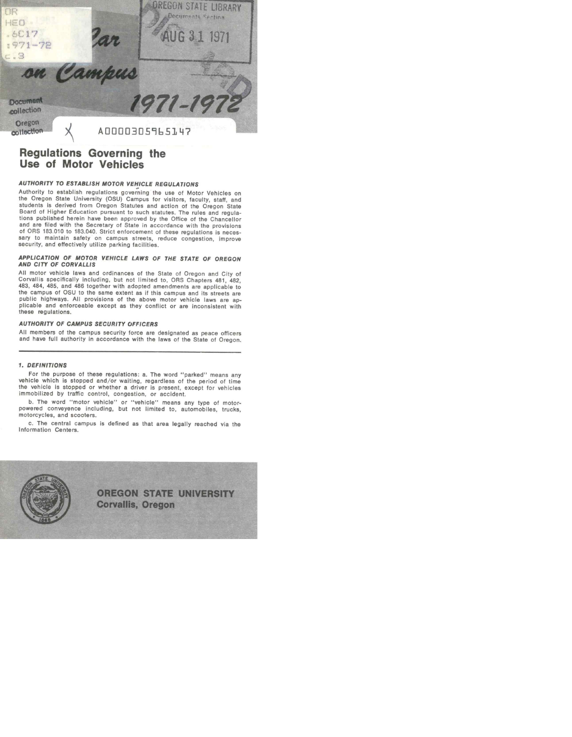# Your Car on Campus 1971-1972

OREGON STATE LIBRARY
Documents Section
AUG 31 1971

DISCARD

OR HEO .6C17 :971-72 c.3

Document collection
Oregon collection

A00003059651 47

## Regulations Governing the Use of Motor Vehicles

### AUTHORITY TO ESTABLISH MOTOR VEHICLE REGULATIONS

Authority to establish regulations governing the use of Motor Vehicles on the Oregon State University (OSU) Campus for visitors, faculty, staff, and students is derived from Oregon Statutes and action of the Oregon State Board of Higher Education pursuant to such statutes. The rules and regulations published herein have been approved by the Office of the Chancellor and are filed with the Secretary of State in accordance with the provisions of ORS 183.010 to 183.040. Strict enforcement of these regulations is necessary to maintain safety on campus streets, reduce congestion, improve security, and effectively utilize parking facilities.

### APPLICATION OF MOTOR VEHICLE LAWS OF THE STATE OF OREGON AND CITY OF CORVALLIS

All motor vehicle laws and ordinances of the State of Oregon and City of Corvallis specifically including, but not limited to, ORS Chapters 481, 482, 483, 484, 485, and 486 together with adopted amendments are applicable to the campus of OSU to the same extent as if this campus and its streets are public highways. All provisions of the above motor vehicle laws are applicable and enforceable except as they conflict or are inconsistent with these regulations.

### AUTHORITY OF CAMPUS SECURITY OFFICERS

All members of the campus security force are designated as peace officers and have full authority in accordance with the laws of the State of Oregon.

---

### 1. DEFINITIONS

For the purpose of these regulations: a. The word "parked" means any vehicle which is stopped and/or waiting, regardless of the period of time the vehicle is stopped or whether a driver is present, except for vehicles immobilized by traffic control, congestion, or accident.

b. The word "motor vehicle" or "vehicle" means any type of motor-powered conveyence including, but not limited to, automobiles, trucks, motorcycles, and scooters.

c. The central campus is defined as that area legally reached via the Information Centers.

**OREGON STATE UNIVERSITY**
**Corvallis, Oregon**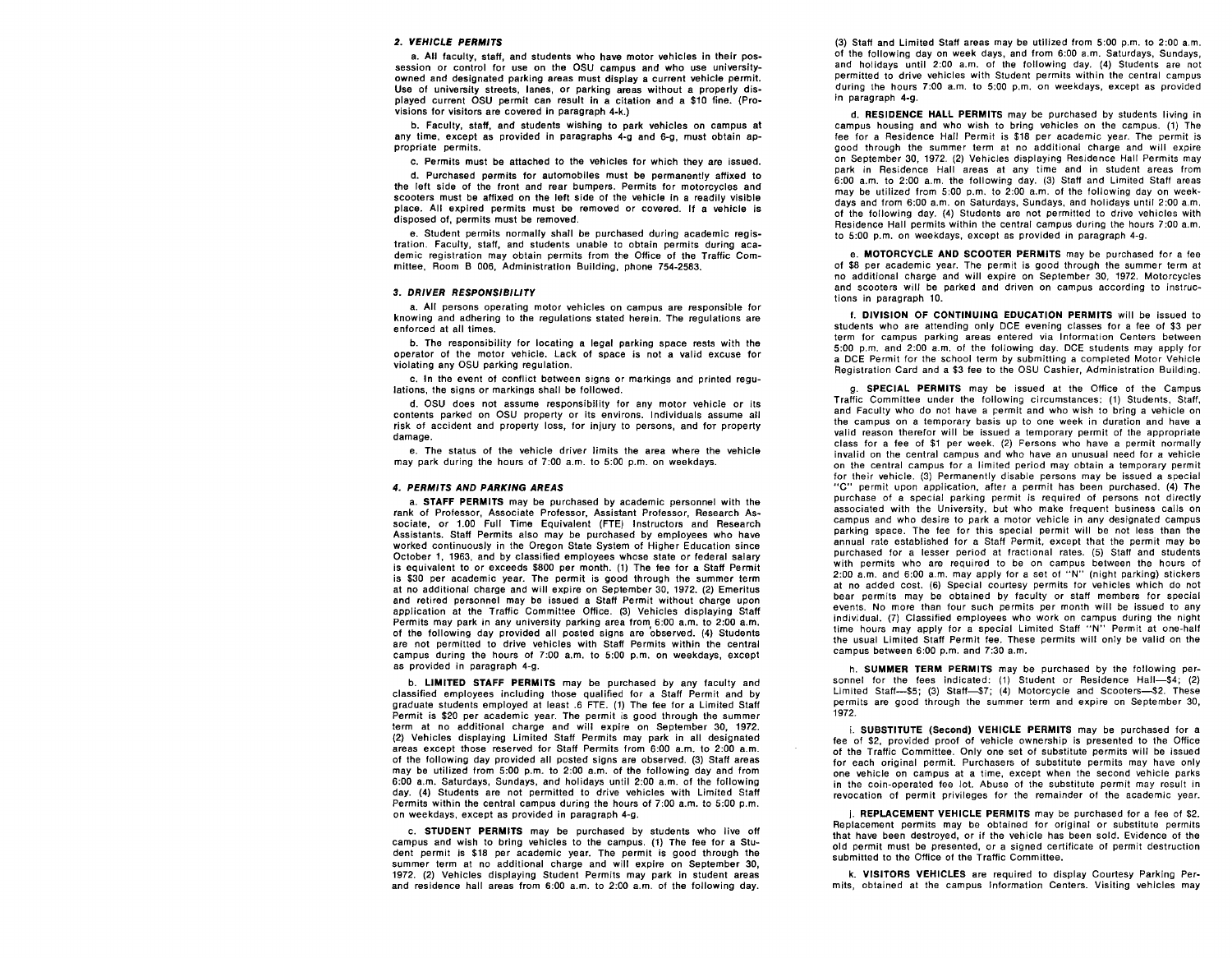### 2. VEHICLE PERMITS

a. All faculty, staff, and students who have motor vehicles in their possession or control for use on the OSU campus and who use university-owned and designated parking areas must display a current vehicle permit. Use of university streets, lanes, or parking areas without a properly displayed current OSU permit can result in a citation and a $10 fine. (Provisions for visitors are covered in paragraph 4-k.)

b. Faculty, staff, and students wishing to park vehicles on campus at any time, except as provided in paragraphs 4-g and 6-g, must obtain appropriate permits.

c. Permits must be attached to the vehicles for which they are issued.

d. Purchased permits for automobiles must be permanently affixed to the left side of the front and rear bumpers. Permits for motorcycles and scooters must be affixed on the left side of the vehicle in a readily visible place. All expired permits must be removed or covered. If a vehicle is disposed of, permits must be removed.

e. Student permits normally shall be purchased during academic registration. Faculty, staff, and students unable to obtain permits during academic registration may obtain permits from the Office of the Traffic Committee, Room B 006, Administration Building, phone 754-2583.

### 3. DRIVER RESPONSIBILITY

a. All persons operating motor vehicles on campus are responsible for knowing and adhering to the regulations stated herein. The regulations are enforced at all times.

b. The responsibility for locating a legal parking space rests with the operator of the motor vehicle. Lack of space is not a valid excuse for violating any OSU parking regulation.

c. In the event of conflict between signs or markings and printed regulations, the signs or markings shall be followed.

d. OSU does not assume responsibility for any motor vehicle or its contents parked on OSU property or its environs. Individuals assume all risk of accident and property loss, for injury to persons, and for property damage.

e. The status of the vehicle driver limits the area where the vehicle may park during the hours of 7:00 a.m. to 5:00 p.m. on weekdays.

### 4. PERMITS AND PARKING AREAS

a. **STAFF PERMITS** may be purchased by academic personnel with the rank of Professor, Associate Professor, Assistant Professor, Research Associate, or 1.00 Full Time Equivalent (FTE) Instructors and Research Assistants. Staff Permits also may be purchased by employees who have worked continuously in the Oregon State System of Higher Education since October 1, 1963, and by classified employees whose state or federal salary is equivalent to or exceeds $800 per month. (1) The fee for a Staff Permit is $30 per academic year. The permit is good through the summer term at no additional charge and will expire on September 30, 1972. (2) Emeritus and retired personnel may be issued a Staff Permit without charge upon application at the Traffic Committee Office. (3) Vehicles displaying Staff Permits may park in any university parking area from 6:00 a.m. to 2:00 a.m. of the following day provided all posted signs are observed. (4) Students are not permitted to drive vehicles with Staff Permits within the central campus during the hours of 7:00 a.m. to 5:00 p.m. on weekdays, except as provided in paragraph 4-g.

b. **LIMITED STAFF PERMITS** may be purchased by any faculty and classified employees including those qualified for a Staff Permit and by graduate students employed at least .6 FTE. (1) The fee for a Limited Staff Permit is $20 per academic year. The permit is good through the summer term at no additional charge and will expire on September 30, 1972. (2) Vehicles displaying Limited Staff Permits may park in all designated areas except those reserved for Staff Permits from 6:00 a.m. to 2:00 a.m. of the following day provided all posted signs are observed. (3) Staff areas may be utilized from 5:00 p.m. to 2:00 a.m. of the following day and from 6:00 a.m. Saturdays, Sundays, and holidays until 2:00 a.m. of the following day. (4) Students are not permitted to drive vehicles with Limited Staff Permits within the central campus during the hours of 7:00 a.m. to 5:00 p.m. on weekdays, except as provided in paragraph 4-g.

c. **STUDENT PERMITS** may be purchased by students who live off campus and wish to bring vehicles to the campus. (1) The fee for a Student permit is $18 per academic year. The permit is good through the summer term at no additional charge and will expire on September 30, 1972. (2) Vehicles displaying Student Permits may park in student areas and residence hall areas from 6:00 a.m. to 2:00 a.m. of the following day. (3) Staff and Limited Staff areas may be utilized from 5:00 p.m. to 2:00 a.m. of the following day on week days, and from 6:00 a.m. Saturdays, Sundays, and holidays until 2:00 a.m. of the following day. (4) Students are not permitted to drive vehicles with Student permits within the central campus during the hours 7:00 a.m. to 5:00 p.m. on weekdays, except as provided in paragraph 4-g.

d. **RESIDENCE HALL PERMITS** may be purchased by students living in campus housing and who wish to bring vehicles on the campus. (1) The fee for a Residence Hall Permit is $18 per academic year. The permit is good through the summer term at no additional charge and will expire on September 30, 1972. (2) Vehicles displaying Residence Hall Permits may park in Residence Hall areas at any time and in student areas from 6:00 a.m. to 2:00 a.m. the following day. (3) Staff and Limited Staff areas may be utilized from 5:00 p.m. to 2:00 a.m. of the following day on weekdays and from 6:00 a.m. on Saturdays, Sundays, and holidays until 2:00 a.m. of the following day. (4) Students are not permitted to drive vehicles with Residence Hall permits within the central campus during the hours 7:00 a.m. to 5:00 p.m. on weekdays, except as provided in paragraph 4-g.

e. **MOTORCYCLE AND SCOOTER PERMITS** may be purchased for a fee of $8 per academic year. The permit is good through the summer term at no additional charge and will expire on September 30, 1972. Motorcycles and scooters will be parked and driven on campus according to instructions in paragraph 10.

f. **DIVISION OF CONTINUING EDUCATION PERMITS** will be issued to students who are attending only DCE evening classes for a fee of $3 per term for campus parking areas entered via Information Centers between 5:00 p.m. and 2:00 a.m. of the following day. DCE students may apply for a DCE Permit for the school term by submitting a completed Motor Vehicle Registration Card and a $3 fee to the OSU Cashier, Administration Building.

g. **SPECIAL PERMITS** may be issued at the Office of the Campus Traffic Committee under the following circumstances: (1) Students, Staff, and Faculty who do not have a permit and who wish to bring a vehicle on the campus on a temporary basis up to one week in duration and have a valid reason therefor will be issued a temporary permit of the appropriate class for a fee of $1 per week. (2) Persons who have a permit normally invalid on the central campus and who have an unusual need for a vehicle on the central campus for a limited period may obtain a temporary permit for their vehicle. (3) Permanently disable persons may be issued a special "C" permit upon application, after a permit has been purchased. (4) The purchase of a special parking permit is required of persons not directly associated with the University, but who make frequent business calls on campus and who desire to park a motor vehicle in any designated campus parking space. The fee for this special permit will be not less than the annual rate established for a Staff Permit, except that the permit may be purchased for a lesser period at fractional rates. (5) Staff and students with permits who are required to be on campus between the hours of 2:00 a.m. and 6:00 a.m. may apply for a set of "N" (night parking) stickers at no added cost. (6) Special courtesy permits for vehicles which do not bear permits may be obtained by faculty or staff members for special events. No more than four such permits per month will be issued to any individual. (7) Classified employees who work on campus during the night time hours may apply for a special Limited Staff "N" Permit at one-half the usual Limited Staff Permit fee. These permits will only be valid on the campus between 6:00 p.m. and 7:30 a.m.

h. **SUMMER TERM PERMITS** may be purchased by the following personnel for the fees indicated: (1) Student or Residence Hall—$4; (2) Limited Staff—$5; (3) Staff—$7; (4) Motorcycle and Scooters—$2. These permits are good through the summer term and expire on September 30, 1972.

i. **SUBSTITUTE (Second) VEHICLE PERMITS** may be purchased for a fee of $2, provided proof of vehicle ownership is presented to the Office of the Traffic Committee. Only one set of substitute permits will be issued for each original permit. Purchasers of substitute permits may have only one vehicle on campus at a time, except when the second vehicle parks in the coin-operated fee lot. Abuse of the substitute permit may result in revocation of permit privileges for the remainder of the academic year.

j. **REPLACEMENT VEHICLE PERMITS** may be purchased for a fee of $2. Replacement permits may be obtained for original or substitute permits that have been destroyed, or if the vehicle has been sold. Evidence of the old permit must be presented, or a signed certificate of permit destruction submitted to the Office of the Traffic Committee.

k. **VISITORS VEHICLES** are required to display Courtesy Parking Permits, obtained at the campus Information Centers. Visiting vehicles may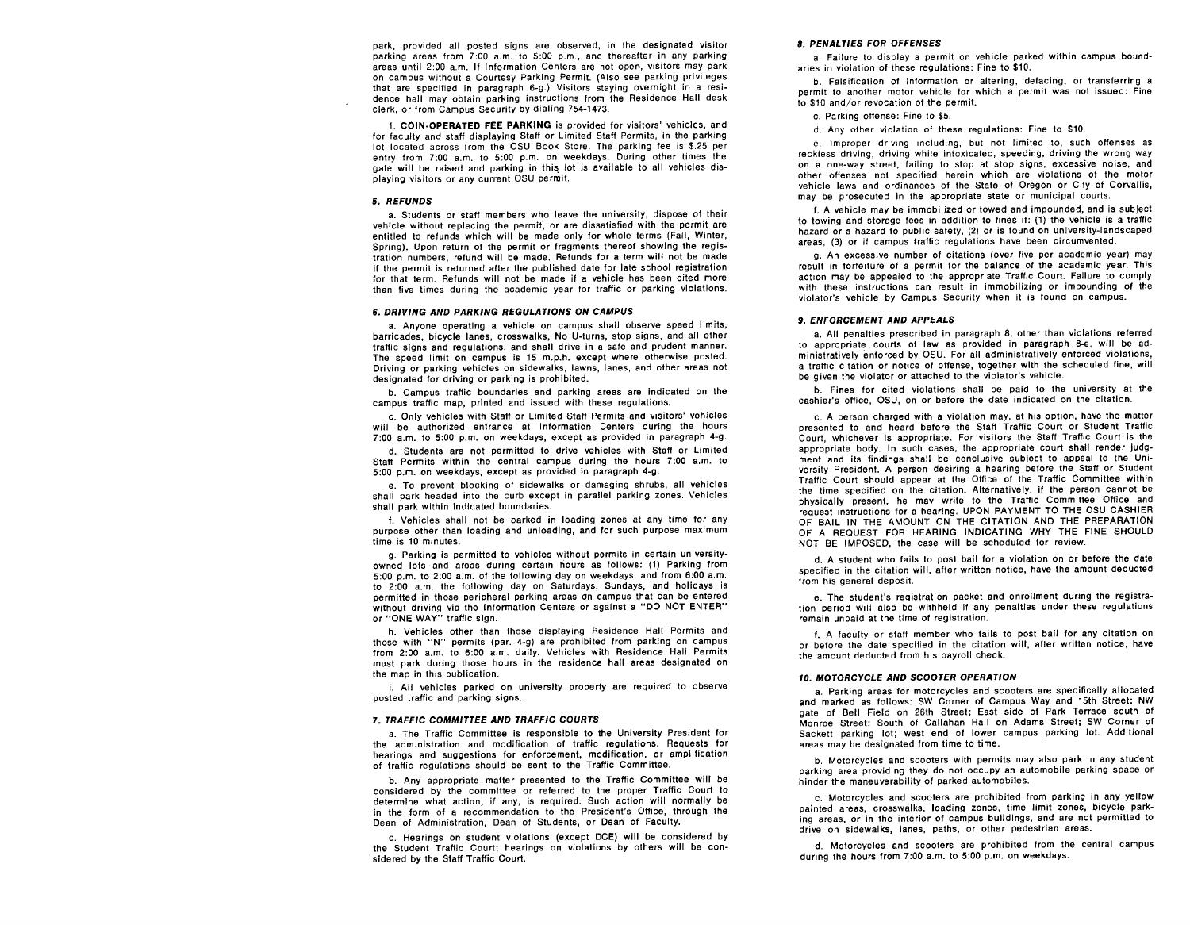park, provided all posted signs are observed, in the designated visitor parking areas from 7:00 a.m. to 5:00 p.m., and thereafter in any parking areas until 2:00 a.m. If Information Centers are not open, visitors may park on campus without a Courtesy Parking Permit. (Also see parking privileges that are specified in paragraph 6-g.) Visitors staying overnight in a residence hall may obtain parking instructions from the Residence Hall desk clerk, or from Campus Security by dialing 754-1473.

i. **COIN-OPERATED FEE PARKING** is provided for visitors' vehicles, and for faculty and staff displaying Staff or Limited Staff Permits, in the parking lot located across from the OSU Book Store. The parking fee is $.25 per entry from 7:00 a.m. to 5:00 p.m. on weekdays. During other times the gate will be raised and parking in this lot is available to all vehicles displaying visitors or any current OSU permit.

### *5. REFUNDS*

a. Students or staff members who leave the university, dispose of their vehicle without replacing the permit, or are dissatisfied with the permit are entitled to refunds which will be made only for whole terms (Fall, Winter, Spring). Upon return of the permit or fragments thereof showing the registration numbers, refund will be made. Refunds for a term will not be made if the permit is returned after the published date for late school registration for that term. Refunds will not be made if a vehicle has been cited more than five times during the academic year for traffic or parking violations.

### *6. DRIVING AND PARKING REGULATIONS ON CAMPUS*

a. Anyone operating a vehicle on campus shall observe speed limits, barricades, bicycle lanes, crosswalks, No U-turns, stop signs, and all other traffic signs and regulations, and shall drive in a safe and prudent manner. The speed limit on campus is 15 m.p.h. except where otherwise posted. Driving or parking vehicles on sidewalks, lawns, lanes, and other areas not designated for driving or parking is prohibited.

b. Campus traffic boundaries and parking areas are indicated on the campus traffic map, printed and issued with these regulations.

c. Only vehicles with Staff or Limited Staff Permits and visitors' vehicles will be authorized entrance at Information Centers during the hours 7:00 a.m. to 5:00 p.m. on weekdays, except as provided in paragraph 4-g.

d. Students are not permitted to drive vehicles with Staff or Limited Staff Permits within the central campus during the hours 7:00 a.m. to 5:00 p.m. on weekdays, except as provided in paragraph 4-g.

e. To prevent blocking of sidewalks or damaging shrubs, all vehicles shall park headed into the curb except in parallel parking zones. Vehicles shall park within indicated boundaries.

f. Vehicles shall not be parked in loading zones at any time for any purpose other than loading and unloading, and for such purpose maximum time is 10 minutes.

g. Parking is permitted to vehicles without permits in certain university-owned lots and areas during certain hours as follows: (1) Parking from 5:00 p.m. to 2:00 a.m. of the following day on weekdays, and from 6:00 a.m. to 2:00 a.m. the following day on Saturdays, Sundays, and holidays is permitted in those peripheral parking areas on campus that can be entered without driving via the Information Centers or against a "DO NOT ENTER" or "ONE WAY" traffic sign.

h. Vehicles other than those displaying Residence Hall Permits and those with "N" permits (par. 4-g) are prohibited from parking on campus from 2:00 a.m. to 6:00 a.m. daily. Vehicles with Residence Hall Permits must park during those hours in the residence hall areas designated on the map in this publication.

i. All vehicles parked on university property are required to observe posted traffic and parking signs.

### *7. TRAFFIC COMMITTEE AND TRAFFIC COURTS*

a. The Traffic Committee is responsible to the University President for the administration and modification of traffic regulations. Requests for hearings and suggestions for enforcement, modification, or amplification of traffic regulations should be sent to the Traffic Committee.

b. Any appropriate matter presented to the Traffic Committee will be considered by the committee or referred to the proper Traffic Court to determine what action, if any, is required. Such action will normally be in the form of a recommendation to the President's Office, through the Dean of Administration, Dean of Students, or Dean of Faculty.

c. Hearings on student violations (except DCE) will be considered by the Student Traffic Court; hearings on violations by others will be considered by the Staff Traffic Court.

### *8. PENALTIES FOR OFFENSES*

a. Failure to display a permit on vehicle parked within campus boundaries in violation of these regulations: Fine to $10.

b. Falsification of information or altering, defacing, or transferring a permit to another motor vehicle for which a permit was not issued: Fine to $10 and/or revocation of the permit.

c. Parking offense: Fine to $5.

d. Any other violation of these regulations: Fine to $10.

e. Improper driving including, but not limited to, such offenses as reckless driving, driving while intoxicated, speeding, driving the wrong way on a one-way street, failing to stop at stop signs, excessive noise, and other offenses not specified herein which are violations of the motor vehicle laws and ordinances of the State of Oregon or City of Corvallis, may be prosecuted in the appropriate state or municipal courts.

f. A vehicle may be immobilized or towed and impounded, and is subject to towing and storage fees in addition to fines if: (1) the vehicle is a traffic hazard or a hazard to public safety, (2) or is found on university-landscaped areas, (3) or if campus traffic regulations have been circumvented.

g. An excessive number of citations (over five per academic year) may result in forfeiture of a permit for the balance of the academic year. This action may be appealed to the appropriate Traffic Court. Failure to comply with these instructions can result in immobilizing or impounding of the violator's vehicle by Campus Security when it is found on campus.

### *9. ENFORCEMENT AND APPEALS*

a. All penalties prescribed in paragraph 8, other than violations referred to appropriate courts of law as provided in paragraph 8-e, will be administratively enforced by OSU. For all administratively enforced violations, a traffic citation or notice of offense, together with the scheduled fine, will be given the violator or attached to the violator's vehicle.

b. Fines for cited violations shall be paid to the university at the cashier's office, OSU, on or before the date indicated on the citation.

c. A person charged with a violation may, at his option, have the matter presented to and heard before the Staff Traffic Court or Student Traffic Court, whichever is appropriate. For visitors the Staff Traffic Court is the appropriate body. In such cases, the appropriate court shall render judgment and its findings shall be conclusive subject to appeal to the University President. A person desiring a hearing before the Staff or Student Traffic Court should appear at the Office of the Traffic Committee within the time specified on the citation. Alternatively, if the person cannot be physically present, he may write to the Traffic Committee Office and request instructions for a hearing. UPON PAYMENT TO THE OSU CASHIER OF BAIL IN THE AMOUNT ON THE CITATION AND THE PREPARATION OF A REQUEST FOR HEARING INDICATING WHY THE FINE SHOULD NOT BE IMPOSED, the case will be scheduled for review.

d. A student who fails to post bail for a violation on or before the date specified in the citation will, after written notice, have the amount deducted from his general deposit.

e. The student's registration packet and enrollment during the registration period will also be withheld if any penalties under these regulations remain unpaid at the time of registration.

f. A faculty or staff member who fails to post bail for any citation on or before the date specified in the citation will, after written notice, have the amount deducted from his payroll check.

### *10. MOTORCYCLE AND SCOOTER OPERATION*

a. Parking areas for motorcycles and scooters are specifically allocated and marked as follows: SW Corner of Campus Way and 15th Street; NW gate of Bell Field on 26th Street; East side of Park Terrace south of Monroe Street; South of Callahan Hall on Adams Street; SW Corner of Sackett parking lot; west end of lower campus parking lot. Additional areas may be designated from time to time.

b. Motorcycles and scooters with permits may also park in any student parking area providing they do not occupy an automobile parking space or hinder the maneuverability of parked automobiles.

c. Motorcycles and scooters are prohibited from parking in any yellow painted areas, crosswalks, loading zones, time limit zones, bicycle parking areas, or in the interior of campus buildings, and are not permitted to drive on sidewalks, lanes, paths, or other pedestrian areas.

d. Motorcycles and scooters are prohibited from the central campus during the hours from 7:00 a.m. to 5:00 p.m. on weekdays.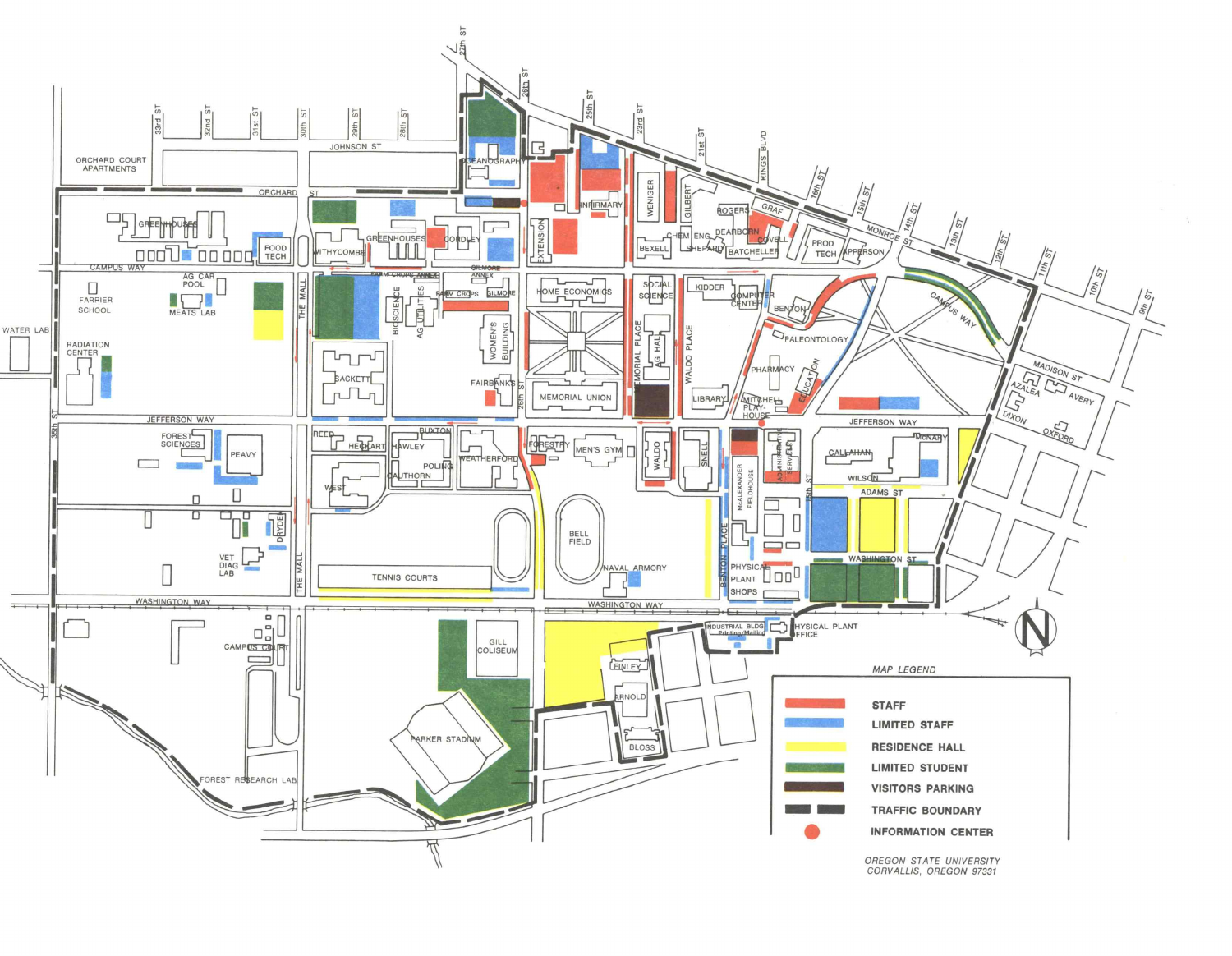MAP LEGEND

- STAFF
- LIMITED STAFF
- RESIDENCE HALL
- LIMITED STUDENT
- VISITORS PARKING
- TRAFFIC BOUNDARY
- INFORMATION CENTER

*OREGON STATE UNIVERSITY*
*CORVALLIS, OREGON 97331*